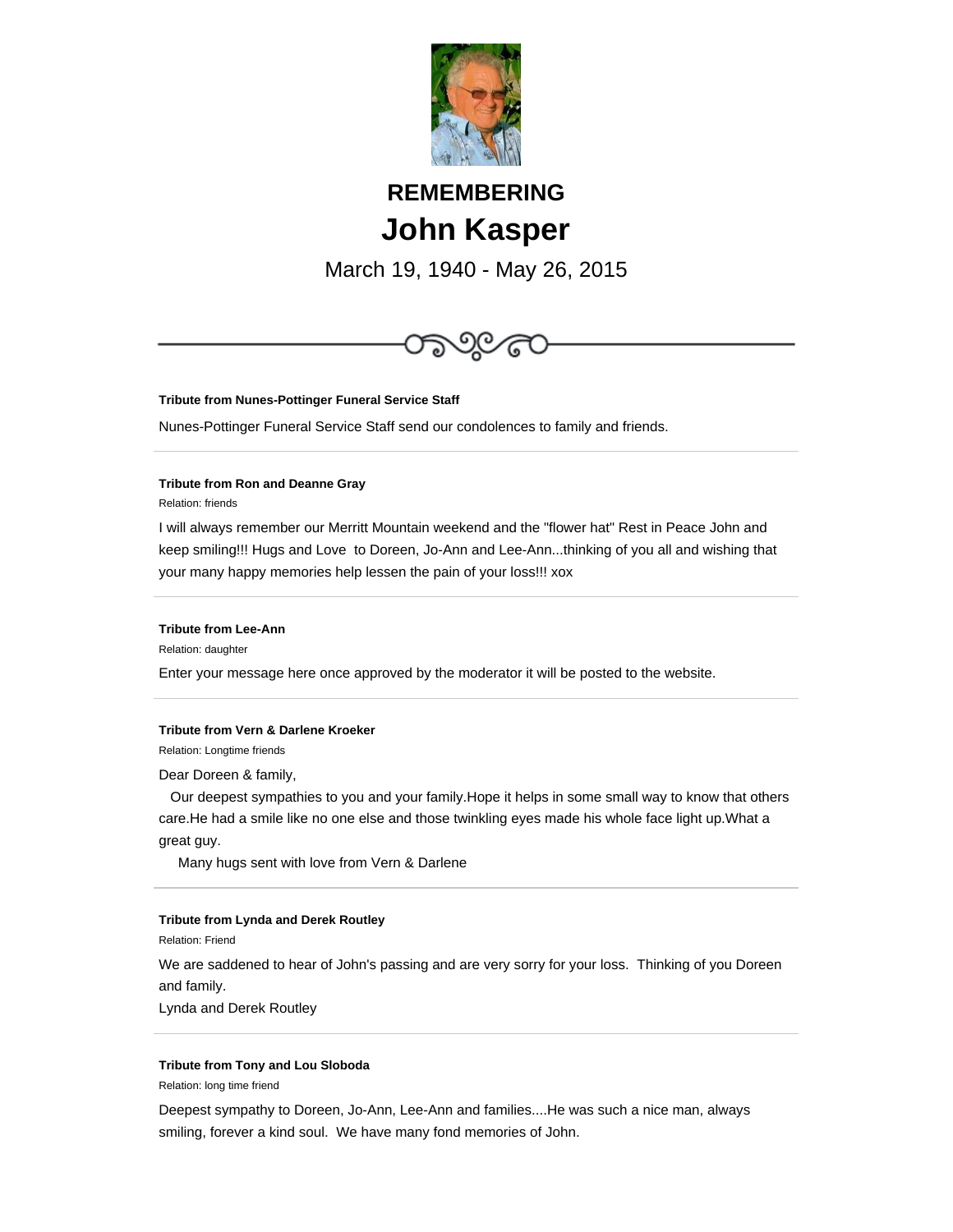## REMEMBERING

# John Kasper

March 19, 1940 - May 26, 2015

---

**Tribute from Nunes-Pottinger Funeral Service Staff**

Nunes-Pottinger Funeral Service Staff send our condolences to family and friends.

---

**Tribute from Ron and Deanne Gray**

Relation: friends

I will always remember our Merritt Mountain weekend and the "flower hat" Rest in Peace John and keep smiling!!! Hugs and Love to Doreen, Jo-Ann and Lee-Ann...thinking of you all and wishing that your many happy memories help lessen the pain of your loss!!! xox

---

**Tribute from Lee-Ann**

Relation: daughter

Enter your message here once approved by the moderator it will be posted to the website.

---

**Tribute from Vern & Darlene Kroeker**

Relation: Longtime friends

Dear Doreen & family,

Our deepest sympathies to you and your family.Hope it helps in some small way to know that others care.He had a smile like no one else and those twinkling eyes made his whole face light up.What a great guy.

Many hugs sent with love from Vern & Darlene

---

**Tribute from Lynda and Derek Routley**

Relation: Friend

We are saddened to hear of John's passing and are very sorry for your loss. Thinking of you Doreen and family.
Lynda and Derek Routley

---

**Tribute from Tony and Lou Sloboda**

Relation: long time friend

Deepest sympathy to Doreen, Jo-Ann, Lee-Ann and families....He was such a nice man, always smiling, forever a kind soul. We have many fond memories of John.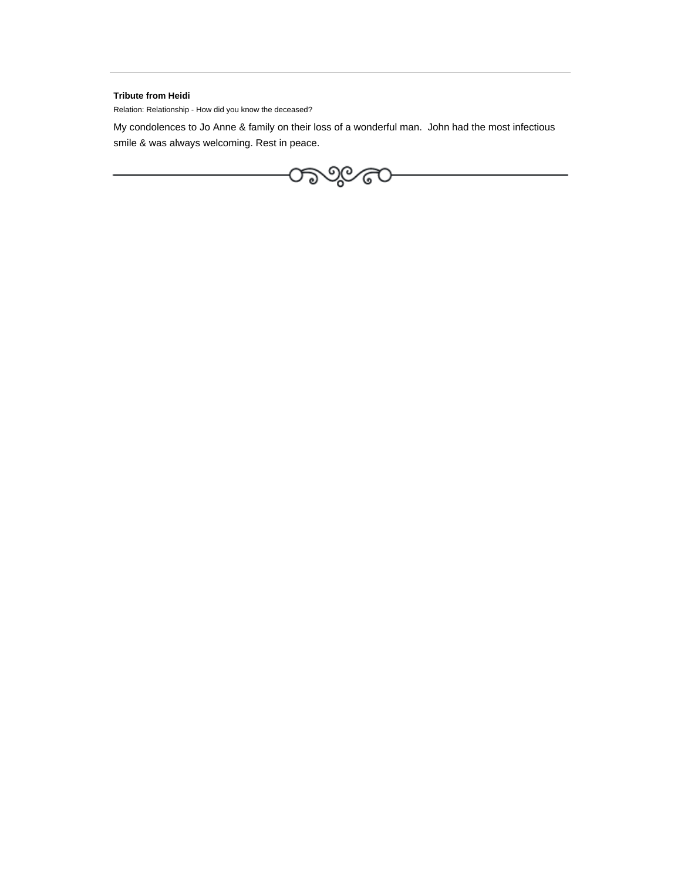**Tribute from Heidi**

Relation: Relationship - How did you know the deceased?

My condolences to Jo Anne & family on their loss of a wonderful man.  John had the most infectious smile & was always welcoming. Rest in peace.